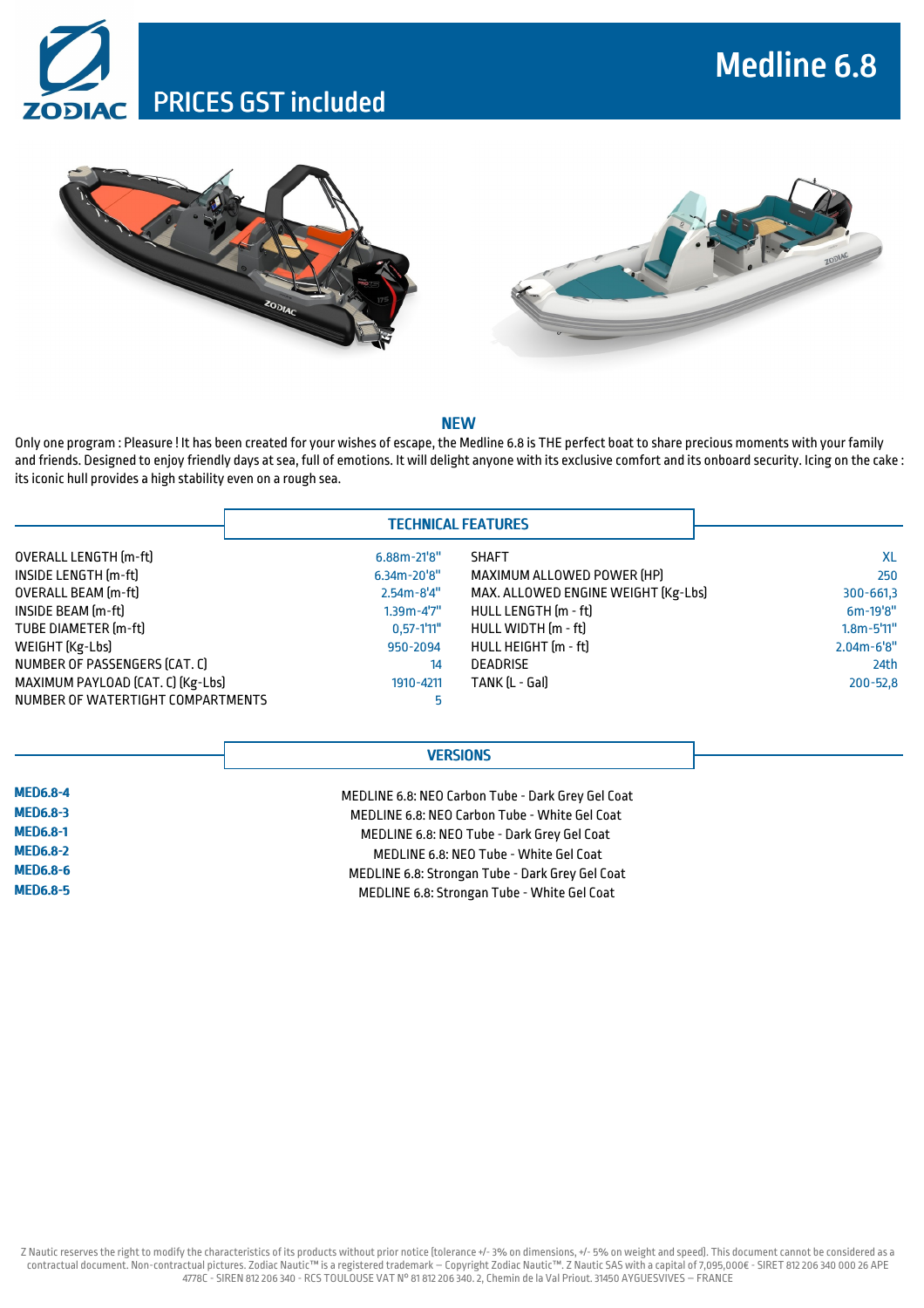# Medline 6.8

## PRICES GST included

**NEW**

Only one program : Pleasure ! It has been created for your wishes of escape, the Medline 6.8 is THE perfect boat to share precious moments with your family and friends. Designed to enjoy friendly days at sea, full of emotions. It will delight anyone with its exclusive comfort and its onboard security. Icing on the cake : its iconic hull provides a high stability even on a rough sea.

## TECHNICAL FEATURES

| | | | |
|---|---|---|---|
| OVERALL LENGTH (m-ft) | 6.88m-21'8" | SHAFT | XL |
| INSIDE LENGTH (m-ft) | 6.34m-20'8" | MAXIMUM ALLOWED POWER (HP) | 250 |
| OVERALL BEAM (m-ft) | 2.54m-8'4" | MAX. ALLOWED ENGINE WEIGHT (Kg-Lbs) | 300-661,3 |
| INSIDE BEAM (m-ft) | 1.39m-4'7" | HULL LENGTH (m - ft) | 6m-19'8" |
| TUBE DIAMETER (m-ft) | 0,57-1'11" | HULL WIDTH (m - ft) | 1.8m-5'11" |
| WEIGHT (Kg-Lbs) | 950-2094 | HULL HEIGHT (m - ft) | 2.04m-6'8" |
| NUMBER OF PASSENGERS (CAT. C) | 14 | DEADRISE | 24th |
| MAXIMUM PAYLOAD (CAT. C) (Kg-Lbs) | 1910-4211 | TANK (L - Gal) | 200-52,8 |
| NUMBER OF WATERTIGHT COMPARTMENTS | 5 | | |

## VERSIONS

| | |
|---|---|
| **MED6.8-4** | MEDLINE 6.8: NEO Carbon Tube - Dark Grey Gel Coat |
| **MED6.8-3** | MEDLINE 6.8: NEO Carbon Tube - White Gel Coat |
| **MED6.8-1** | MEDLINE 6.8: NEO Tube - Dark Grey Gel Coat |
| **MED6.8-2** | MEDLINE 6.8: NEO Tube - White Gel Coat |
| **MED6.8-6** | MEDLINE 6.8: Strongan Tube - Dark Grey Gel Coat |
| **MED6.8-5** | MEDLINE 6.8: Strongan Tube - White Gel Coat |

Z Nautic reserves the right to modify the characteristics of its products without prior notice (tolerance +/- 3% on dimensions, +/- 5% on weight and speed). This document cannot be considered as a contractual document. Non-contractual pictures. Zodiac Nautic™ is a registered trademark – Copyright Zodiac Nautic™. Z Nautic SAS with a capital of 7,095,000€ - SIRET 812 206 340 000 26 APE 4778C - SIREN 812 206 340 - RCS TOULOUSE VAT N° 81 812 206 340. 2, Chemin de la Val Priout. 31450 AYGUESVIVES – FRANCE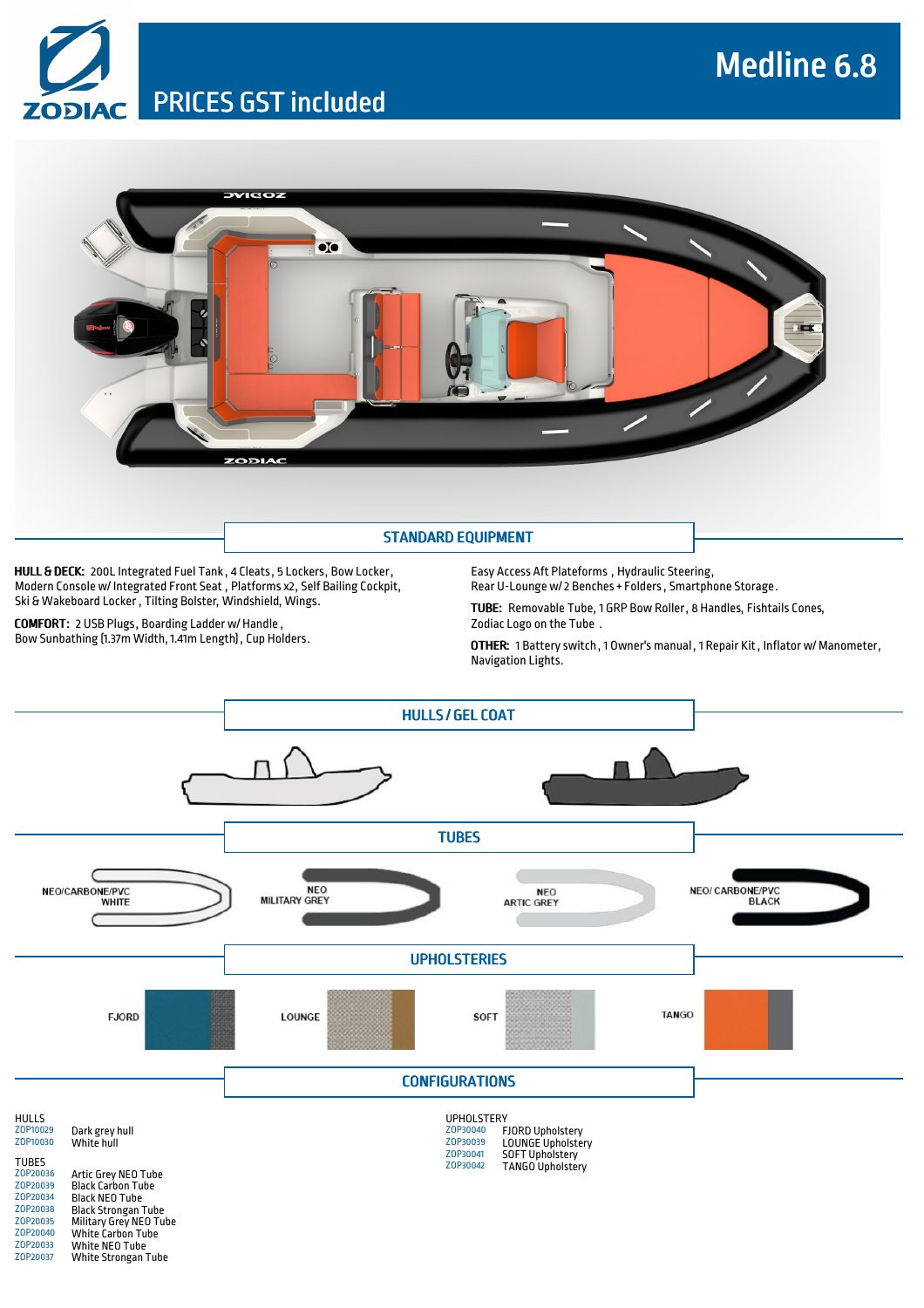# Medline 6.8

## PRICES GST included

## STANDARD EQUIPMENT

**HULL & DECK:** 200L Integrated Fuel Tank, 4 Cleats, 5 Lockers, Bow Locker, Modern Console w/ Integrated Front Seat, Platforms x2, Self Bailing Cockpit, Ski & Wakeboard Locker, Tilting Bolster, Windshield, Wings.

**COMFORT:** 2 USB Plugs, Boarding Ladder w/ Handle, Bow Sunbathing (1.37m Width, 1.41m Length), Cup Holders.

Easy Access Aft Plateforms, Hydraulic Steering, Rear U-Lounge w/ 2 Benches + Folders, Smartphone Storage.

**TUBE:** Removable Tube, 1 GRP Bow Roller, 8 Handles, Fishtails Cones, Zodiac Logo on the Tube.

**OTHER:** 1 Battery switch, 1 Owner's manual, 1 Repair Kit, Inflator w/ Manometer, Navigation Lights.

## HULLS / GEL COAT

## TUBES

NEO/CARBONE/PVC WHITE

NEO MILITARY GREY

NEO ARTIC GREY

NEO/ CARBONE/PVC BLACK

## UPHOLSTERIES

FJORD

LOUNGE

SOFT

TANGO

## CONFIGURATIONS

HULLS

| | |
|---|---|
| ZOP10029 | Dark grey hull |
| ZOP10030 | White hull |

TUBES

| | |
|---|---|
| ZOP20036 | Artic Grey NEO Tube |
| ZOP20039 | Black Carbon Tube |
| ZOP20034 | Black NEO Tube |
| ZOP20038 | Black Strongan Tube |
| ZOP20035 | Military Grey NEO Tube |
| ZOP20040 | White Carbon Tube |
| ZOP20033 | White NEO Tube |
| ZOP20037 | White Strongan Tube |

UPHOLSTERY

| | |
|---|---|
| ZOP30040 | FJORD Upholstery |
| ZOP30039 | LOUNGE Upholstery |
| ZOP30041 | SOFT Upholstery |
| ZOP30042 | TANGO Upholstery |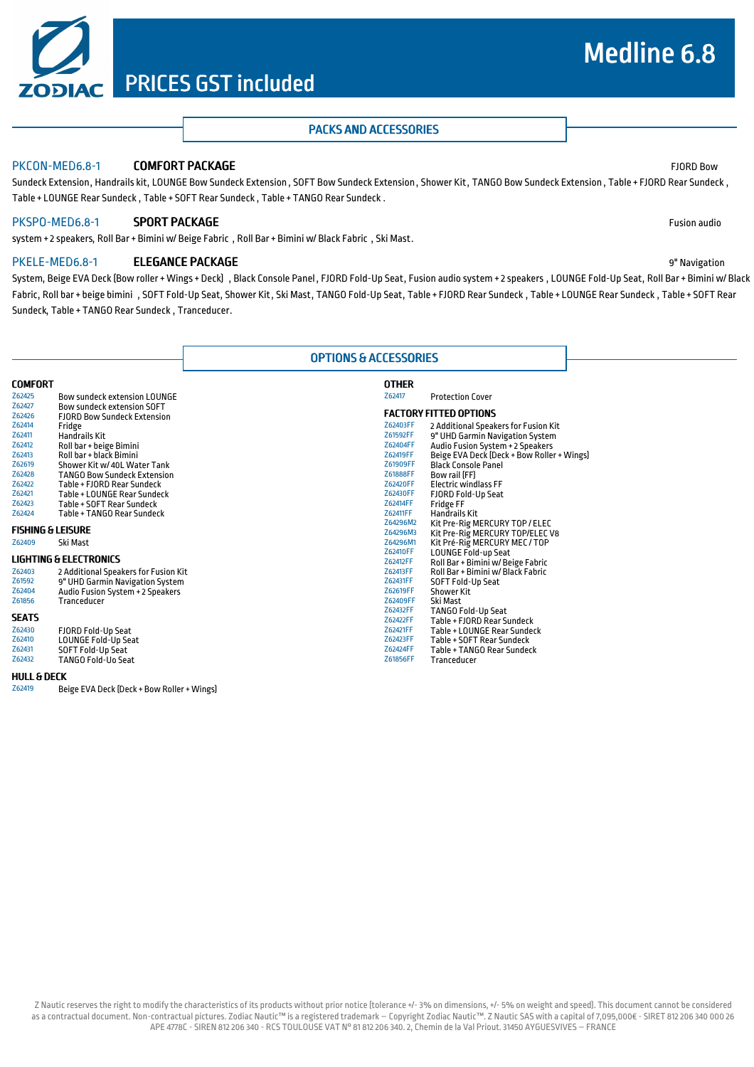# PRICES GST included

# Medline 6.8

## PACKS AND ACCESSORIES

**PKCON-MED6.8-1 COMFORT PACKAGE**

FJORD Bow Sundeck Extension, Handrails kit, LOUNGE Bow Sundeck Extension , SOFT Bow Sundeck Extension, Shower Kit, TANGO Bow Sundeck Extension, Table + FJORD Rear Sundeck , Table + LOUNGE Rear Sundeck , Table + SOFT Rear Sundeck , Table + TANGO Rear Sundeck .

**PKSPO-MED6.8-1 SPORT PACKAGE**

Fusion audio system + 2 speakers, Roll Bar + Bimini w/ Beige Fabric , Roll Bar + Bimini w/ Black Fabric , Ski Mast.

**PKELE-MED6.8-1 ELEGANCE PACKAGE**

9" Navigation System, Beige EVA Deck (Bow roller + Wings + Deck) , Black Console Panel, FJORD Fold-Up Seat, Fusion audio system + 2 speakers , LOUNGE Fold-Up Seat, Roll Bar + Bimini w/ Black Fabric, Roll bar + beige bimini , SOFT Fold-Up Seat, Shower Kit, Ski Mast, TANGO Fold-Up Seat, Table + FJORD Rear Sundeck , Table + LOUNGE Rear Sundeck , Table + SOFT Rear Sundeck, Table + TANGO Rear Sundeck , Tranceducer.

## OPTIONS & ACCESSORIES

### COMFORT

| | |
|---|---|
| Z62425 | Bow sundeck extension LOUNGE |
| Z62427 | Bow sundeck extension SOFT |
| Z62426 | FJORD Bow Sundeck Extension |
| Z62414 | Fridge |
| Z62411 | Handrails Kit |
| Z62412 | Roll bar + beige Bimini |
| Z62413 | Roll bar + black Bimini |
| Z62619 | Shower Kit w/ 40L Water Tank |
| Z62428 | TANGO Bow Sundeck Extension |
| Z62422 | Table + FJORD Rear Sundeck |
| Z62421 | Table + LOUNGE Rear Sundeck |
| Z62423 | Table + SOFT Rear Sundeck |
| Z62424 | Table + TANGO Rear Sundeck |

### FISHING & LEISURE

| | |
|---|---|
| Z62409 | Ski Mast |

### LIGHTING & ELECTRONICS

| | |
|---|---|
| Z62403 | 2 Additional Speakers for Fusion Kit |
| Z61592 | 9" UHD Garmin Navigation System |
| Z62404 | Audio Fusion System + 2 Speakers |
| Z61856 | Tranceducer |

### SEATS

| | |
|---|---|
| Z62430 | FJORD Fold-Up Seat |
| Z62410 | LOUNGE Fold-Up Seat |
| Z62431 | SOFT Fold-Up Seat |
| Z62432 | TANGO Fold-Uo Seat |

### HULL & DECK

| | |
|---|---|
| Z62419 | Beige EVA Deck (Deck + Bow Roller + Wings) |

### OTHER

| | |
|---|---|
| Z62417 | Protection Cover |

### FACTORY FITTED OPTIONS

| | |
|---|---|
| Z62403FF | 2 Additional Speakers for Fusion Kit |
| Z61592FF | 9" UHD Garmin Navigation System |
| Z62404FF | Audio Fusion System + 2 Speakers |
| Z62419FF | Beige EVA Deck (Deck + Bow Roller + Wings) |
| Z61909FF | Black Console Panel |
| Z61888FF | Bow rail (FF) |
| Z62420FF | Electric windlass FF |
| Z62430FF | FJORD Fold-Up Seat |
| Z62414FF | Fridge FF |
| Z62411FF | Handrails Kit |
| Z64296M2 | Kit Pre-Rig MERCURY TOP / ELEC |
| Z64296M3 | Kit Pre-Rig MERCURY TOP/ELEC V8 |
| Z64296M1 | Kit Pré-Rig MERCURY MEC / TOP |
| Z62410FF | LOUNGE Fold-up Seat |
| Z62412FF | Roll Bar + Bimini w/ Beige Fabric |
| Z62413FF | Roll Bar + Bimini w/ Black Fabric |
| Z62431FF | SOFT Fold-Up Seat |
| Z62619FF | Shower Kit |
| Z62409FF | Ski Mast |
| Z62432FF | TANGO Fold-Up Seat |
| Z62422FF | Table + FJORD Rear Sundeck |
| Z62421FF | Table + LOUNGE Rear Sundeck |
| Z62423FF | Table + SOFT Rear Sundeck |
| Z62424FF | Table + TANGO Rear Sundeck |
| Z61856FF | Tranceducer |

Z Nautic reserves the right to modify the characteristics of its products without prior notice (tolerance +/- 3% on dimensions, +/- 5% on weight and speed). This document cannot be considered as a contractual document. Non-contractual pictures. Zodiac Nautic™ is a registered trademark – Copyright Zodiac Nautic™. Z Nautic SAS with a capital of 7,095,000€ - SIRET 812 206 340 000 26 APE 4778C - SIREN 812 206 340 - RCS TOULOUSE VAT N° 81 812 206 340. 2, Chemin de la Val Priout. 31450 AYGUESVIVES – FRANCE